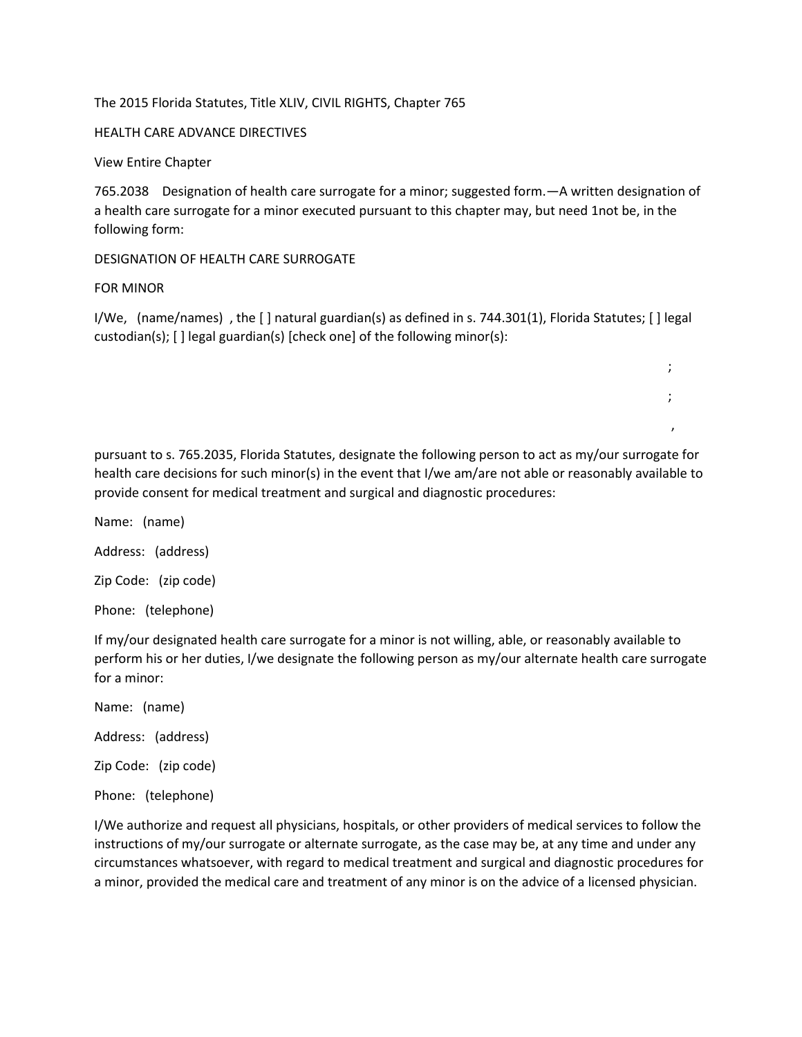The 2015 Florida Statutes, Title XLIV, CIVIL RIGHTS, Chapter 765

HEALTH CARE ADVANCE DIRECTIVES

View Entire Chapter

765.2038 Designation of health care surrogate for a minor; suggested form.—A written designation of a health care surrogate for a minor executed pursuant to this chapter may, but need 1not be, in the following form:

DESIGNATION OF HEALTH CARE SURROGATE

FOR MINOR

I/We, (name/names) , the [ ] natural guardian(s) as defined in s. 744.301(1), Florida Statutes; [ ] legal custodian(s); [ ] legal guardian(s) [check one] of the following minor(s):

;

;

,

pursuant to s. 765.2035, Florida Statutes, designate the following person to act as my/our surrogate for health care decisions for such minor(s) in the event that I/we am/are not able or reasonably available to provide consent for medical treatment and surgical and diagnostic procedures:

Name: (name)

Address: (address)

Zip Code: (zip code)

Phone: (telephone)

If my/our designated health care surrogate for a minor is not willing, able, or reasonably available to perform his or her duties, I/we designate the following person as my/our alternate health care surrogate for a minor:

Name: (name)

Address: (address)

Zip Code: (zip code)

Phone: (telephone)

I/We authorize and request all physicians, hospitals, or other providers of medical services to follow the instructions of my/our surrogate or alternate surrogate, as the case may be, at any time and under any circumstances whatsoever, with regard to medical treatment and surgical and diagnostic procedures for a minor, provided the medical care and treatment of any minor is on the advice of a licensed physician.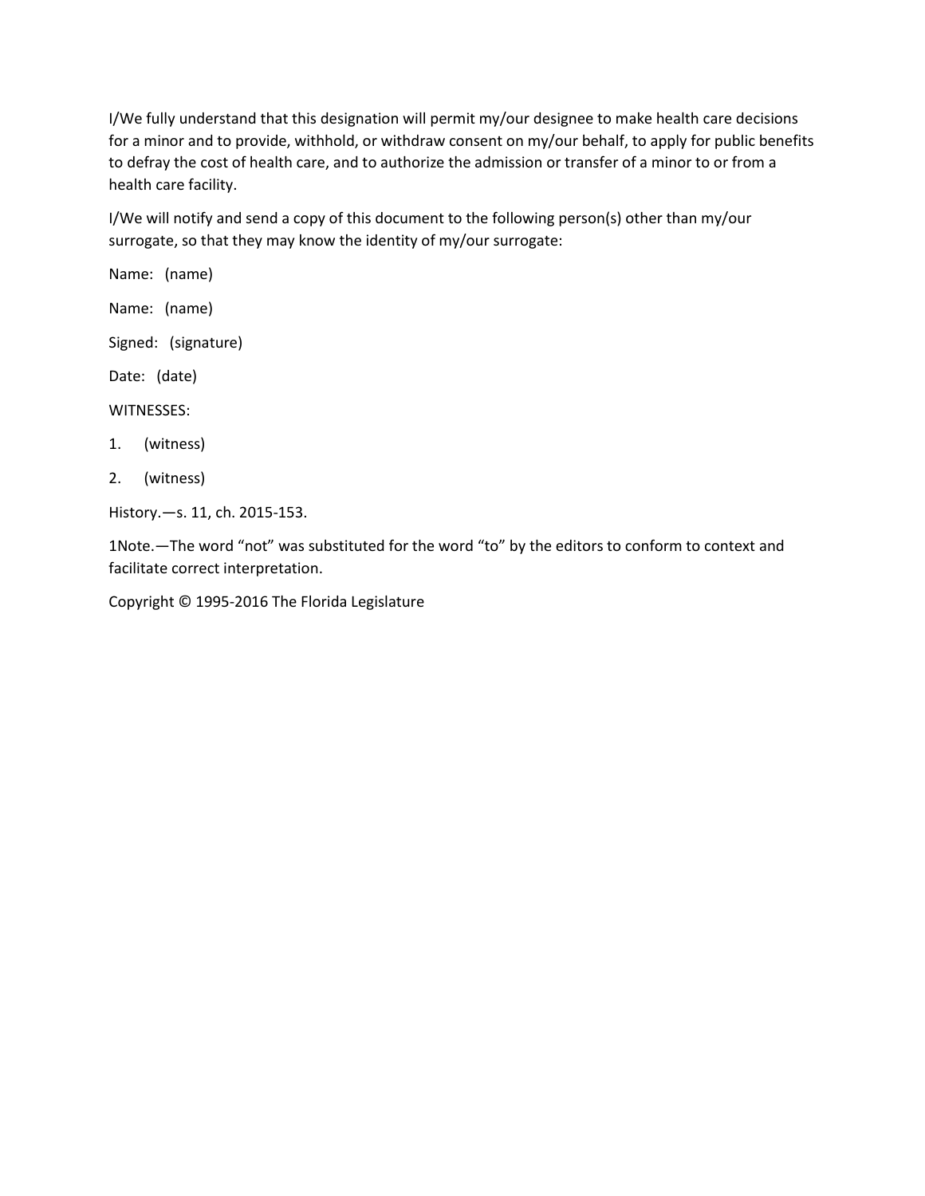I/We fully understand that this designation will permit my/our designee to make health care decisions for a minor and to provide, withhold, or withdraw consent on my/our behalf, to apply for public benefits to defray the cost of health care, and to authorize the admission or transfer of a minor to or from a health care facility.

I/We will notify and send a copy of this document to the following person(s) other than my/our surrogate, so that they may know the identity of my/our surrogate:

Name: (name)

Name: (name)

Signed: (signature)

Date: (date)

WITNESSES:

1. (witness)

2. (witness)

History.—s. 11, ch. 2015-153.

1Note.—The word "not" was substituted for the word "to" by the editors to conform to context and facilitate correct interpretation.

Copyright © 1995-2016 The Florida Legislature